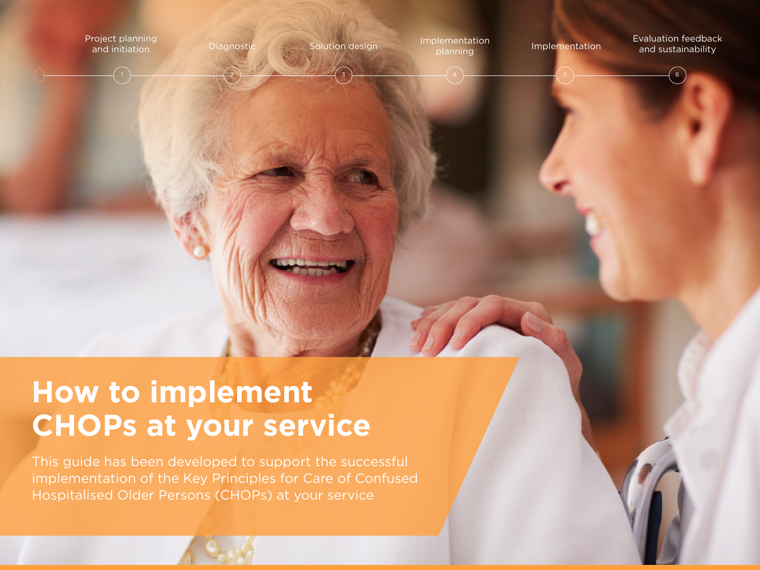1. Project planning and initiation
2. Diagnostic
3. Solution design
4. Implementation planning
5. Implementation
6. Evaluation feedback and sustainability

# How to implement CHOPs at your service

This guide has been developed to support the successful implementation of the Key Principles for Care of Confused Hospitalised Older Persons (CHOPs) at your service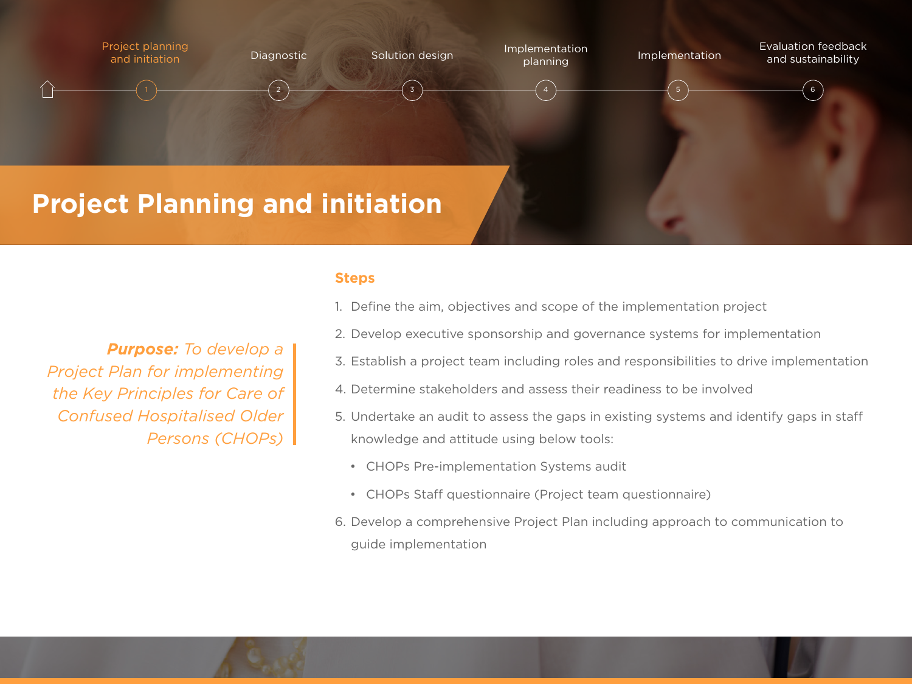Project planning and initiation — 1
Diagnostic — 2
Solution design — 3
Implementation planning — 4
Implementation — 5
Evaluation feedback and sustainability — 6

# Project Planning and initiation

***Purpose:** To develop a Project Plan for implementing the Key Principles for Care of Confused Hospitalised Older Persons (CHOPs)*

## Steps

1. Define the aim, objectives and scope of the implementation project
2. Develop executive sponsorship and governance systems for implementation
3. Establish a project team including roles and responsibilities to drive implementation
4. Determine stakeholders and assess their readiness to be involved
5. Undertake an audit to assess the gaps in existing systems and identify gaps in staff knowledge and attitude using below tools:
   - CHOPs Pre-implementation Systems audit
   - CHOPs Staff questionnaire (Project team questionnaire)
6. Develop a comprehensive Project Plan including approach to communication to guide implementation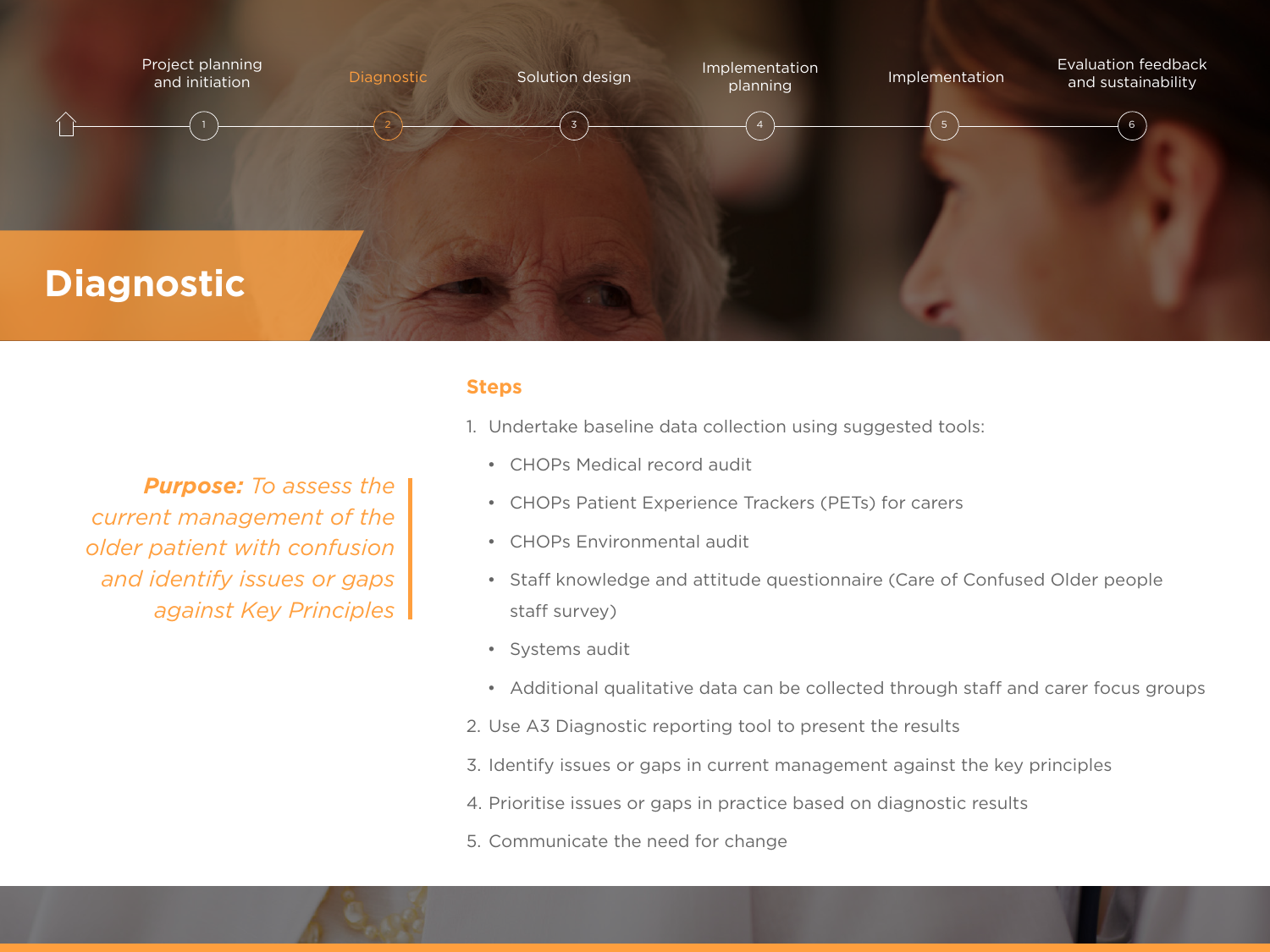Project planning and initiation | **Diagnostic** | Solution design | Implementation planning | Implementation | Evaluation feedback and sustainability

1 2 3 4 5 6

# Diagnostic

***Purpose:*** *To assess the current management of the older patient with confusion and identify issues or gaps against Key Principles*

## Steps

1. Undertake baseline data collection using suggested tools:
   - CHOPs Medical record audit
   - CHOPs Patient Experience Trackers (PETs) for carers
   - CHOPs Environmental audit
   - Staff knowledge and attitude questionnaire (Care of Confused Older people staff survey)
   - Systems audit
   - Additional qualitative data can be collected through staff and carer focus groups
2. Use A3 Diagnostic reporting tool to present the results
3. Identify issues or gaps in current management against the key principles
4. Prioritise issues or gaps in practice based on diagnostic results
5. Communicate the need for change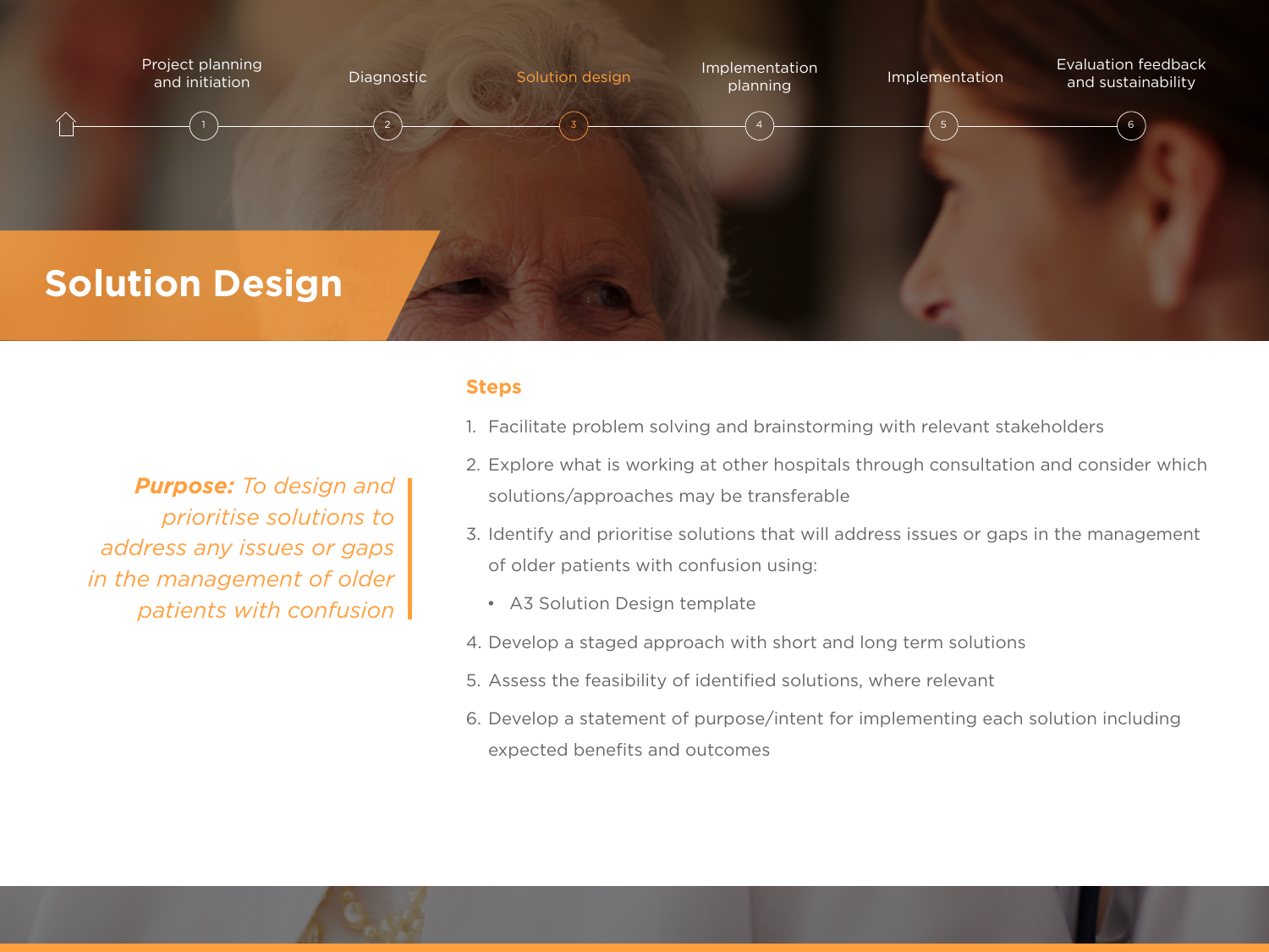Project planning and initiation — 1
Diagnostic — 2
Solution design — 3
Implementation planning — 4
Implementation — 5
Evaluation feedback and sustainability — 6

# Solution Design

***Purpose:*** *To design and prioritise solutions to address any issues or gaps in the management of older patients with confusion*

## Steps

1. Facilitate problem solving and brainstorming with relevant stakeholders
2. Explore what is working at other hospitals through consultation and consider which solutions/approaches may be transferable
3. Identify and prioritise solutions that will address issues or gaps in the management of older patients with confusion using:
   - A3 Solution Design template
4. Develop a staged approach with short and long term solutions
5. Assess the feasibility of identified solutions, where relevant
6. Develop a statement of purpose/intent for implementing each solution including expected benefits and outcomes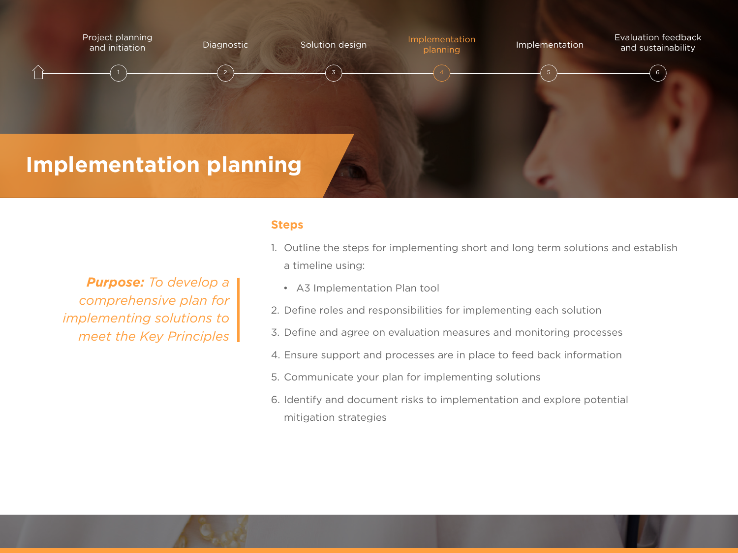Project planning and initiation — 1
Diagnostic — 2
Solution design — 3
Implementation planning — 4
Implementation — 5
Evaluation feedback and sustainability — 6

# Implementation planning

***Purpose:*** *To develop a comprehensive plan for implementing solutions to meet the Key Principles*

## Steps

1. Outline the steps for implementing short and long term solutions and establish a timeline using:
   - A3 Implementation Plan tool
2. Define roles and responsibilities for implementing each solution
3. Define and agree on evaluation measures and monitoring processes
4. Ensure support and processes are in place to feed back information
5. Communicate your plan for implementing solutions
6. Identify and document risks to implementation and explore potential mitigation strategies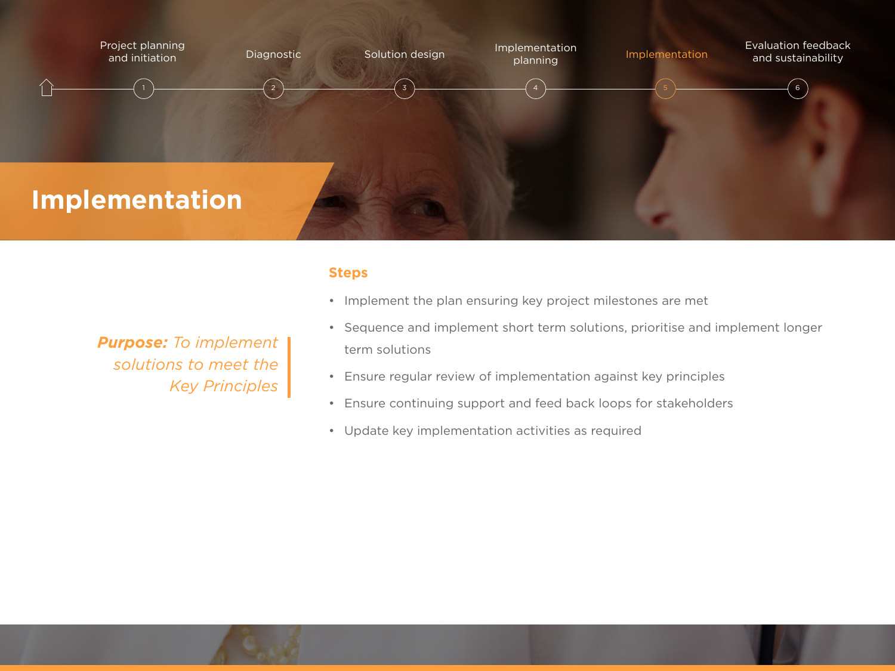Project planning and initiation · Diagnostic · Solution design · Implementation planning · **Implementation** · Evaluation feedback and sustainability

# Implementation

***Purpose:*** *To implement solutions to meet the Key Principles*

## Steps

- Implement the plan ensuring key project milestones are met
- Sequence and implement short term solutions, prioritise and implement longer term solutions
- Ensure regular review of implementation against key principles
- Ensure continuing support and feed back loops for stakeholders
- Update key implementation activities as required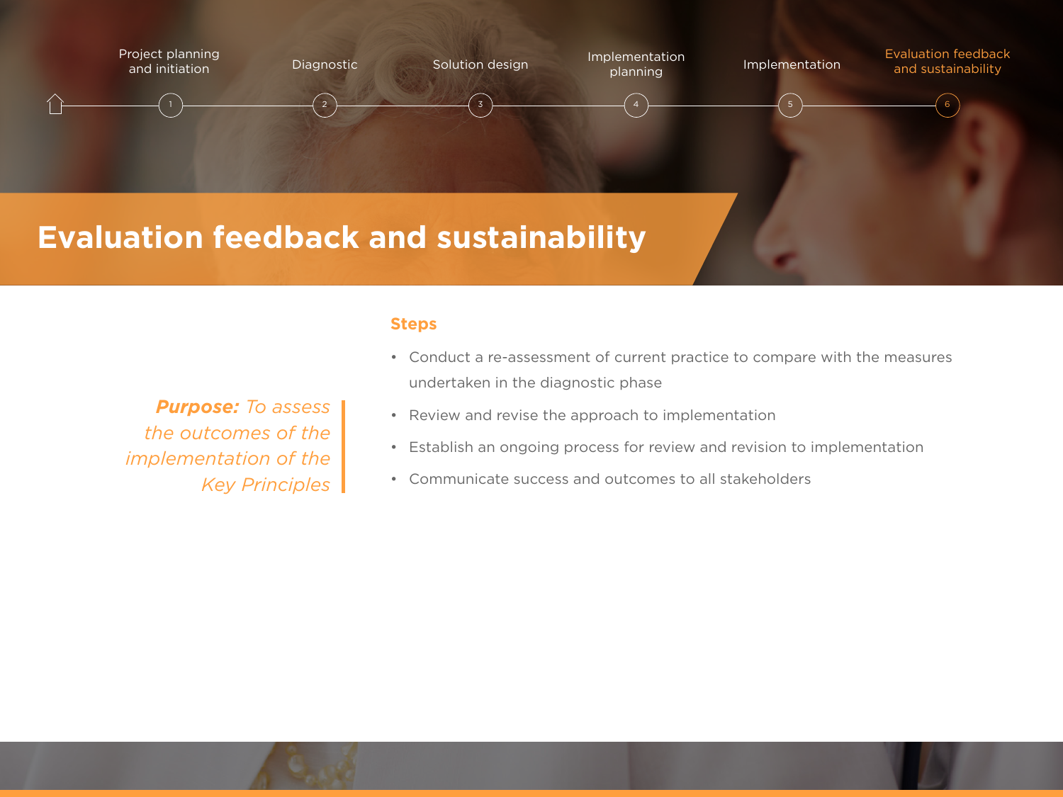Project planning and initiation — 1
Diagnostic — 2
Solution design — 3
Implementation planning — 4
Implementation — 5
Evaluation feedback and sustainability — 6

# Evaluation feedback and sustainability

***Purpose:*** *To assess the outcomes of the implementation of the Key Principles*

## Steps

- Conduct a re-assessment of current practice to compare with the measures undertaken in the diagnostic phase
- Review and revise the approach to implementation
- Establish an ongoing process for review and revision to implementation
- Communicate success and outcomes to all stakeholders